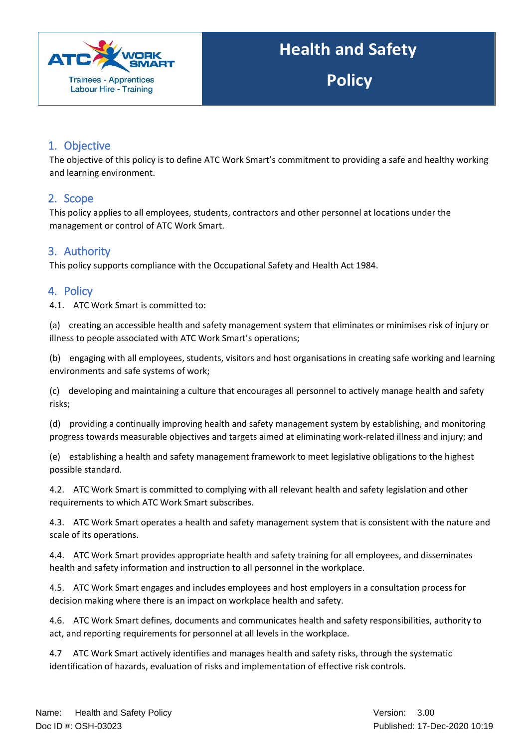ATC WORK SMART
Trainees - Apprentices
Labour Hire - Training

# Health and Safety Policy

## 1. Objective

The objective of this policy is to define ATC Work Smart's commitment to providing a safe and healthy working and learning environment.

## 2. Scope

This policy applies to all employees, students, contractors and other personnel at locations under the management or control of ATC Work Smart.

## 3. Authority

This policy supports compliance with the Occupational Safety and Health Act 1984.

## 4. Policy

4.1. ATC Work Smart is committed to:

(a) creating an accessible health and safety management system that eliminates or minimises risk of injury or illness to people associated with ATC Work Smart's operations;

(b) engaging with all employees, students, visitors and host organisations in creating safe working and learning environments and safe systems of work;

(c) developing and maintaining a culture that encourages all personnel to actively manage health and safety risks;

(d) providing a continually improving health and safety management system by establishing, and monitoring progress towards measurable objectives and targets aimed at eliminating work-related illness and injury; and

(e) establishing a health and safety management framework to meet legislative obligations to the highest possible standard.

4.2. ATC Work Smart is committed to complying with all relevant health and safety legislation and other requirements to which ATC Work Smart subscribes.

4.3. ATC Work Smart operates a health and safety management system that is consistent with the nature and scale of its operations.

4.4. ATC Work Smart provides appropriate health and safety training for all employees, and disseminates health and safety information and instruction to all personnel in the workplace.

4.5. ATC Work Smart engages and includes employees and host employers in a consultation process for decision making where there is an impact on workplace health and safety.

4.6. ATC Work Smart defines, documents and communicates health and safety responsibilities, authority to act, and reporting requirements for personnel at all levels in the workplace.

4.7 ATC Work Smart actively identifies and manages health and safety risks, through the systematic identification of hazards, evaluation of risks and implementation of effective risk controls.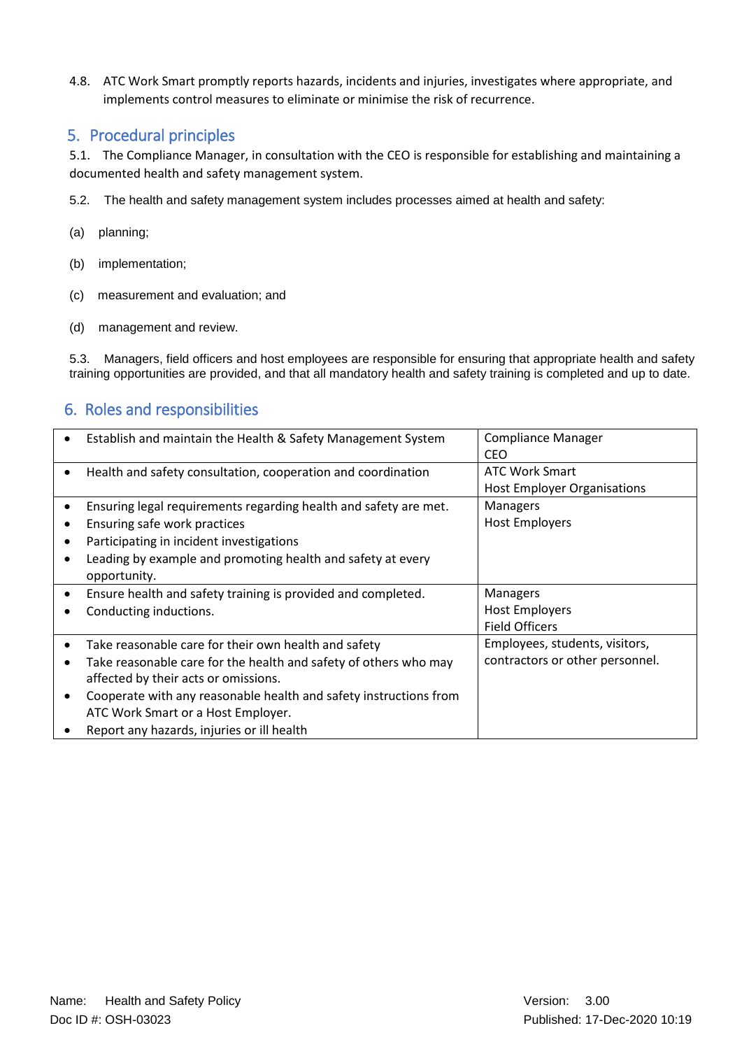4.8. ATC Work Smart promptly reports hazards, incidents and injuries, investigates where appropriate, and implements control measures to eliminate or minimise the risk of recurrence.

## 5. Procedural principles

5.1. The Compliance Manager, in consultation with the CEO is responsible for establishing and maintaining a documented health and safety management system.

5.2. The health and safety management system includes processes aimed at health and safety:

(a) planning;

(b) implementation;

(c) measurement and evaluation; and

(d) management and review.

5.3. Managers, field officers and host employees are responsible for ensuring that appropriate health and safety training opportunities are provided, and that all mandatory health and safety training is completed and up to date.

## 6. Roles and responsibilities

| | |
|---|---|
| • Establish and maintain the Health & Safety Management System | Compliance Manager<br>CEO |
| • Health and safety consultation, cooperation and coordination | ATC Work Smart<br>Host Employer Organisations |
| • Ensuring legal requirements regarding health and safety are met.<br>• Ensuring safe work practices<br>• Participating in incident investigations<br>• Leading by example and promoting health and safety at every opportunity. | Managers<br>Host Employers |
| • Ensure health and safety training is provided and completed.<br>• Conducting inductions. | Managers<br>Host Employers<br>Field Officers |
| • Take reasonable care for their own health and safety<br>• Take reasonable care for the health and safety of others who may affected by their acts or omissions.<br>• Cooperate with any reasonable health and safety instructions from ATC Work Smart or a Host Employer.<br>• Report any hazards, injuries or ill health | Employees, students, visitors, contractors or other personnel. |

Name: Health and Safety Policy
Doc ID #: OSH-03023

Version: 3.00
Published: 17-Dec-2020 10:19